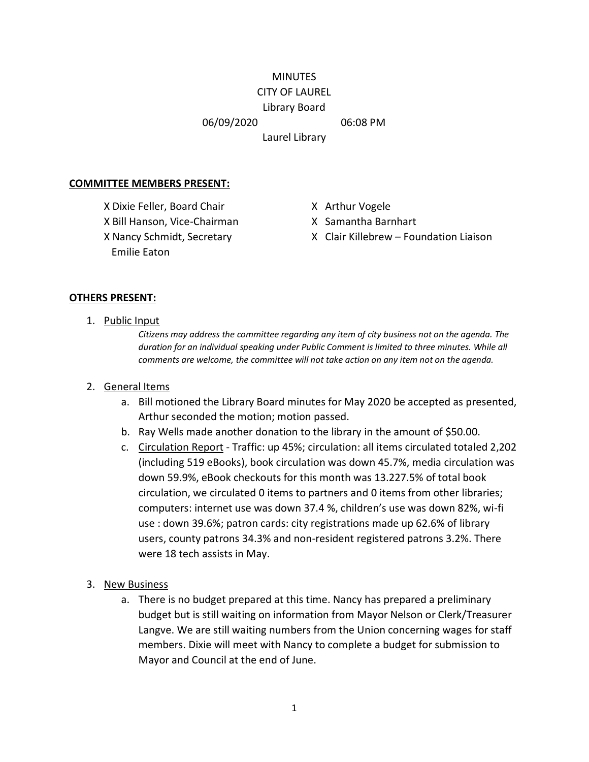MINUTES

CITY OF LAUREL

Library Board

06/09/2020 06:08 PM

Laurel Library

**COMMITTEE MEMBERS PRESENT:**

X Dixie Feller, Board Chair
X Bill Hanson, Vice-Chairman
X Nancy Schmidt, Secretary
Emilie Eaton
X Arthur Vogele
X Samantha Barnhart
X Clair Killebrew – Foundation Liaison

**OTHERS PRESENT:**

1. Public Input

   *Citizens may address the committee regarding any item of city business not on the agenda. The duration for an individual speaking under Public Comment is limited to three minutes. While all comments are welcome, the committee will not take action on any item not on the agenda.*

2. General Items
   a. Bill motioned the Library Board minutes for May 2020 be accepted as presented, Arthur seconded the motion; motion passed.
   b. Ray Wells made another donation to the library in the amount of $50.00.
   c. Circulation Report - Traffic: up 45%; circulation: all items circulated totaled 2,202 (including 519 eBooks), book circulation was down 45.7%, media circulation was down 59.9%, eBook checkouts for this month was 13.227.5% of total book circulation, we circulated 0 items to partners and 0 items from other libraries; computers: internet use was down 37.4 %, children's use was down 82%, wi-fi use : down 39.6%; patron cards: city registrations made up 62.6% of library users, county patrons 34.3% and non-resident registered patrons 3.2%. There were 18 tech assists in May.

3. New Business
   a. There is no budget prepared at this time. Nancy has prepared a preliminary budget but is still waiting on information from Mayor Nelson or Clerk/Treasurer Langve. We are still waiting numbers from the Union concerning wages for staff members. Dixie will meet with Nancy to complete a budget for submission to Mayor and Council at the end of June.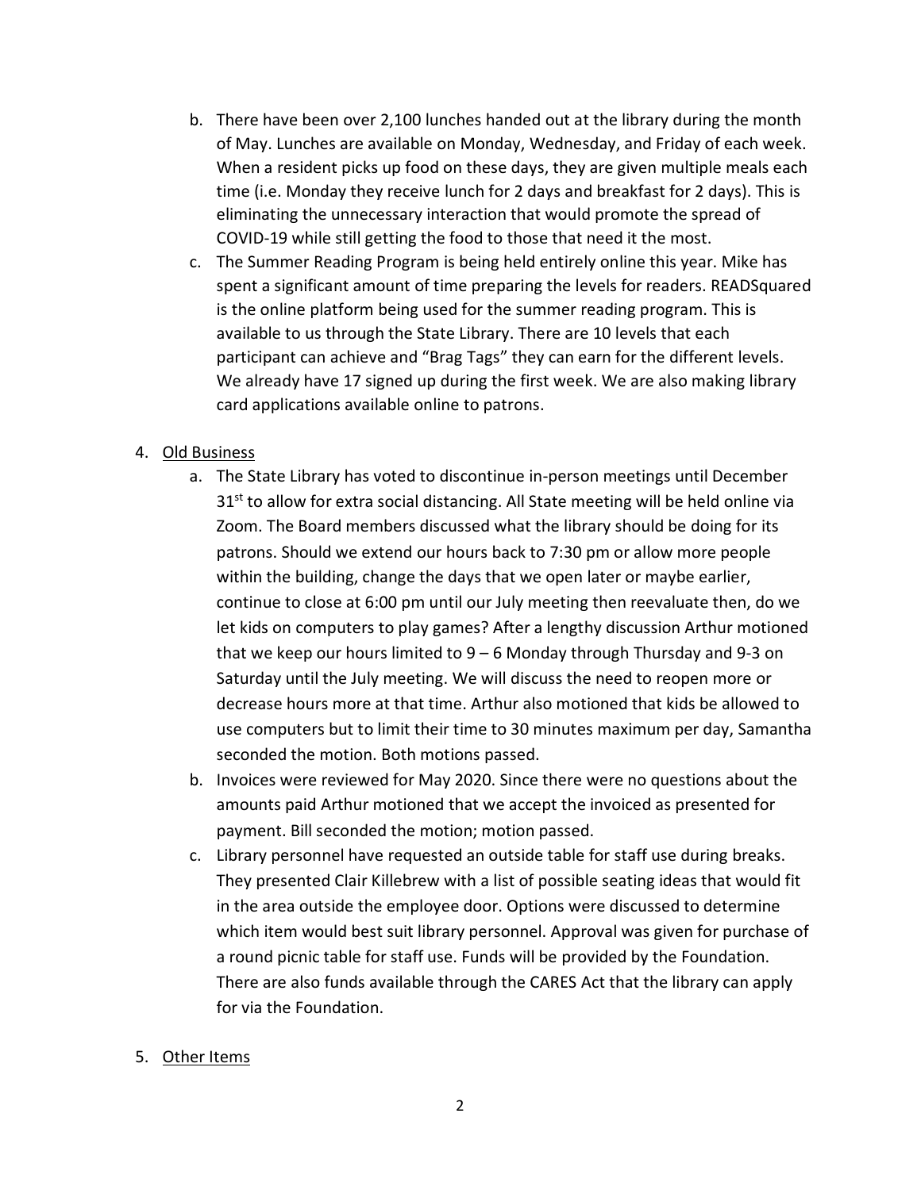b. There have been over 2,100 lunches handed out at the library during the month of May. Lunches are available on Monday, Wednesday, and Friday of each week. When a resident picks up food on these days, they are given multiple meals each time (i.e. Monday they receive lunch for 2 days and breakfast for 2 days). This is eliminating the unnecessary interaction that would promote the spread of COVID-19 while still getting the food to those that need it the most.

c. The Summer Reading Program is being held entirely online this year. Mike has spent a significant amount of time preparing the levels for readers. READSquared is the online platform being used for the summer reading program. This is available to us through the State Library. There are 10 levels that each participant can achieve and "Brag Tags" they can earn for the different levels. We already have 17 signed up during the first week. We are also making library card applications available online to patrons.

4. <u>Old Business</u>

a. The State Library has voted to discontinue in-person meetings until December 31st to allow for extra social distancing. All State meeting will be held online via Zoom. The Board members discussed what the library should be doing for its patrons. Should we extend our hours back to 7:30 pm or allow more people within the building, change the days that we open later or maybe earlier, continue to close at 6:00 pm until our July meeting then reevaluate then, do we let kids on computers to play games? After a lengthy discussion Arthur motioned that we keep our hours limited to 9 – 6 Monday through Thursday and 9-3 on Saturday until the July meeting. We will discuss the need to reopen more or decrease hours more at that time. Arthur also motioned that kids be allowed to use computers but to limit their time to 30 minutes maximum per day, Samantha seconded the motion. Both motions passed.

b. Invoices were reviewed for May 2020. Since there were no questions about the amounts paid Arthur motioned that we accept the invoiced as presented for payment. Bill seconded the motion; motion passed.

c. Library personnel have requested an outside table for staff use during breaks. They presented Clair Killebrew with a list of possible seating ideas that would fit in the area outside the employee door. Options were discussed to determine which item would best suit library personnel. Approval was given for purchase of a round picnic table for staff use. Funds will be provided by the Foundation. There are also funds available through the CARES Act that the library can apply for via the Foundation.

5. <u>Other Items</u>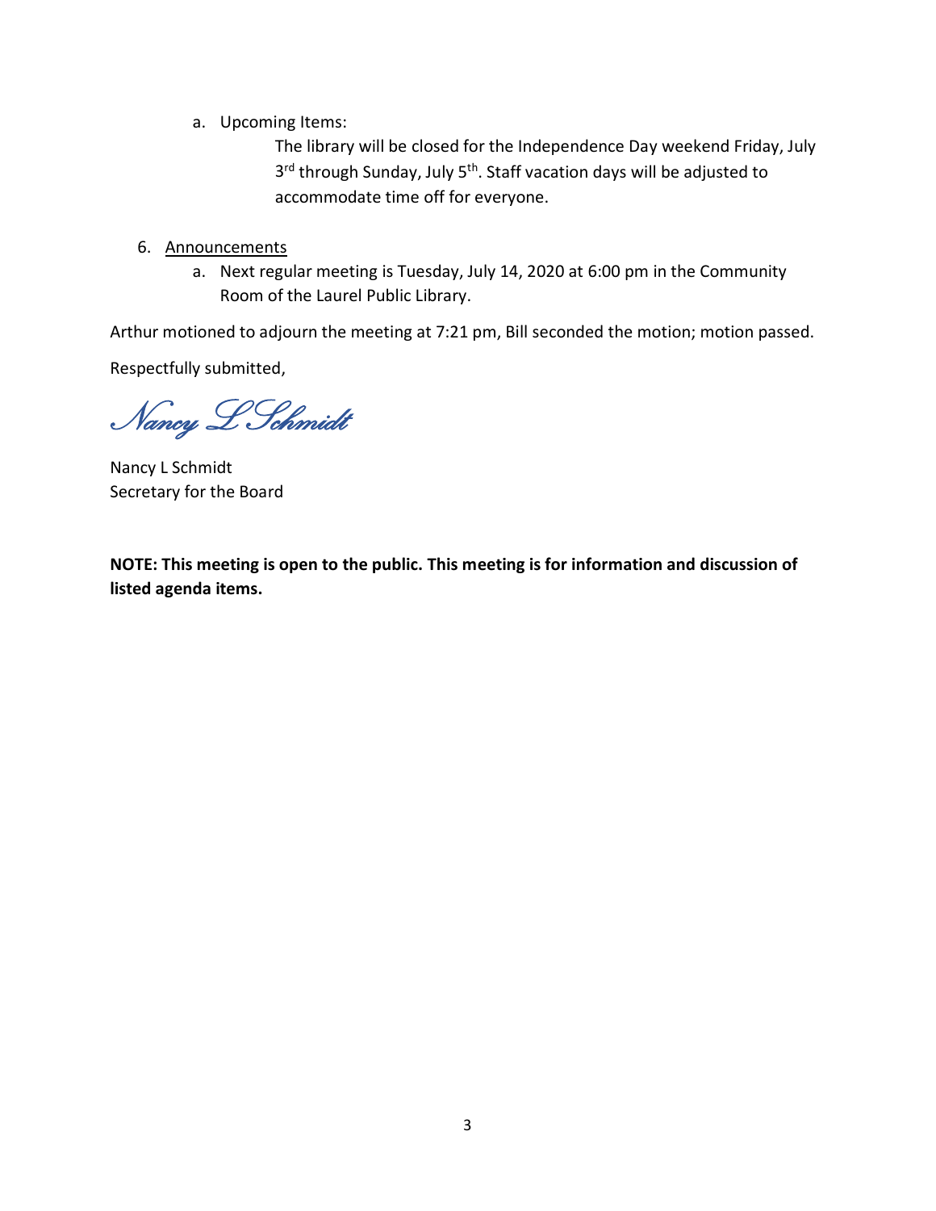a. Upcoming Items:

The library will be closed for the Independence Day weekend Friday, July 3rd through Sunday, July 5th. Staff vacation days will be adjusted to accommodate time off for everyone.

6. Announcements
   a. Next regular meeting is Tuesday, July 14, 2020 at 6:00 pm in the Community Room of the Laurel Public Library.

Arthur motioned to adjourn the meeting at 7:21 pm, Bill seconded the motion; motion passed.

Respectfully submitted,

*Nancy L Schmidt*

Nancy L Schmidt
Secretary for the Board

**NOTE: This meeting is open to the public. This meeting is for information and discussion of listed agenda items.**